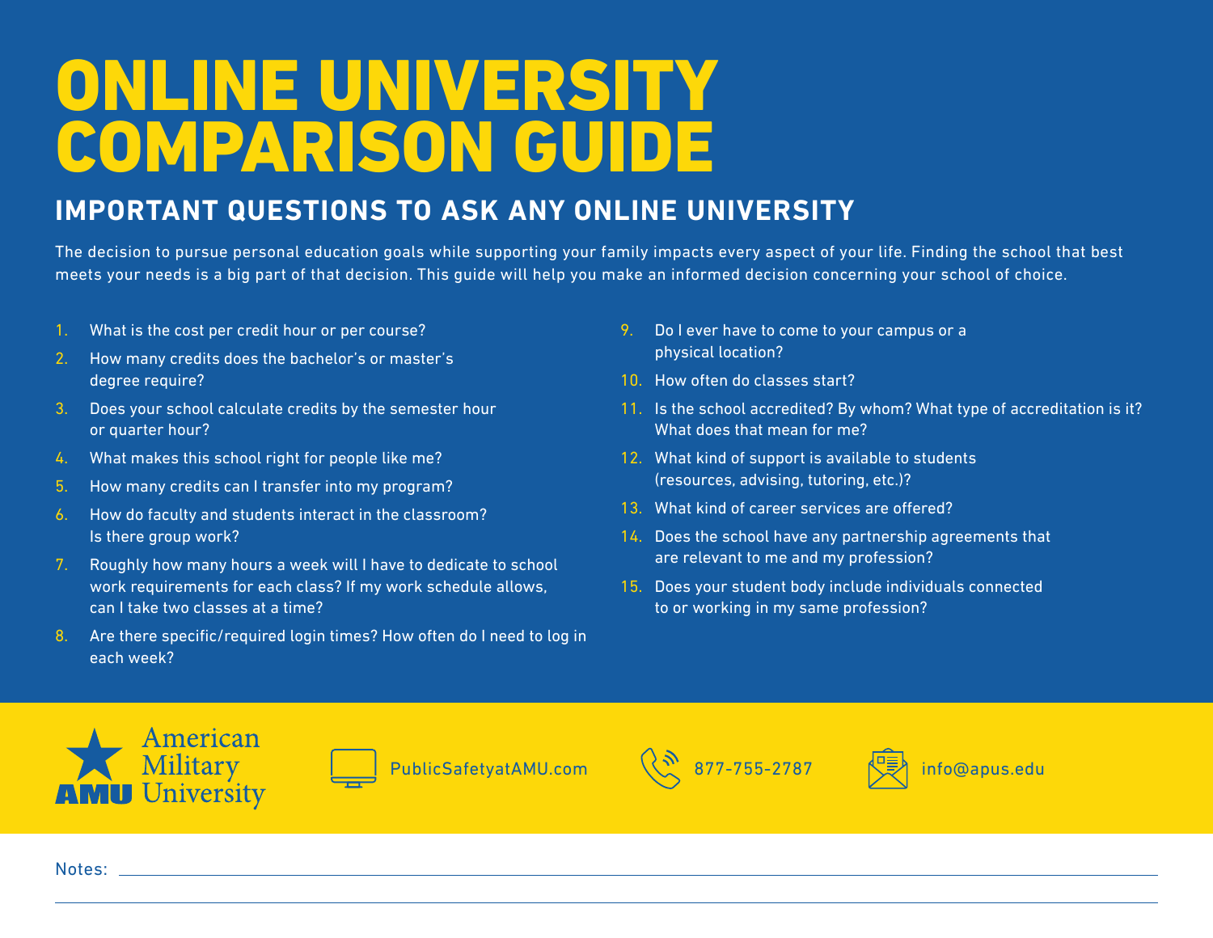# ONLINE UNIVERSITY COMPARISON GUIDE

## IMPORTANT QUESTIONS TO ASK ANY ONLINE UNIVERSITY

The decision to pursue personal education goals while supporting your family impacts every aspect of your life. Finding the school that best meets your needs is a big part of that decision. This guide will help you make an informed decision concerning your school of choice.

1. What is the cost per credit hour or per course?
2. How many credits does the bachelor's or master's degree require?
3. Does your school calculate credits by the semester hour or quarter hour?
4. What makes this school right for people like me?
5. How many credits can I transfer into my program?
6. How do faculty and students interact in the classroom? Is there group work?
7. Roughly how many hours a week will I have to dedicate to school work requirements for each class? If my work schedule allows, can I take two classes at a time?
8. Are there specific/required login times? How often do I need to log in each week?
9. Do I ever have to come to your campus or a physical location?
10. How often do classes start?
11. Is the school accredited? By whom? What type of accreditation is it? What does that mean for me?
12. What kind of support is available to students (resources, advising, tutoring, etc.)?
13. What kind of career services are offered?
14. Does the school have any partnership agreements that are relevant to me and my profession?
15. Does your student body include individuals connected to or working in my same profession?

AMU American Military University

PublicSafetyatAMU.com

877-755-2787

info@apus.edu

Notes: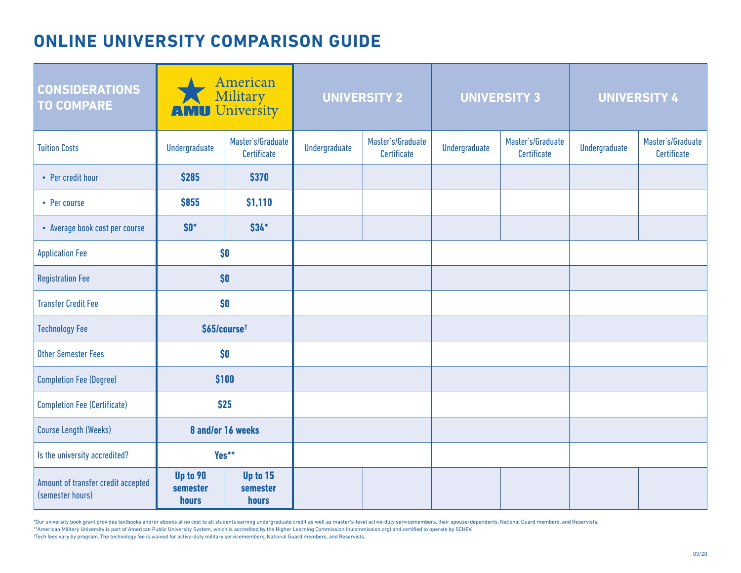# ONLINE UNIVERSITY COMPARISON GUIDE

| CONSIDERATIONS TO COMPARE | American Military University (AMU) | | UNIVERSITY 2 | | UNIVERSITY 3 | | UNIVERSITY 4 | |
|---|---|---|---|---|---|---|---|---|
| Tuition Costs | Undergraduate | Master's/Graduate Certificate | Undergraduate | Master's/Graduate Certificate | Undergraduate | Master's/Graduate Certificate | Undergraduate | Master's/Graduate Certificate |
| • Per credit hour | **$285** | **$370** | | | | | | |
| • Per course | **$855** | **$1,110** | | | | | | |
| • Average book cost per course | **$0*** | **$34*** | | | | | | |
| Application Fee | **$0** | | | | | | | |
| Registration Fee | **$0** | | | | | | | |
| Transfer Credit Fee | **$0** | | | | | | | |
| Technology Fee | **$65/course†** | | | | | | | |
| Other Semester Fees | **$0** | | | | | | | |
| Completion Fee (Degree) | **$100** | | | | | | | |
| Completion Fee (Certificate) | **$25** | | | | | | | |
| Course Length (Weeks) | **8 and/or 16 weeks** | | | | | | | |
| Is the university accredited? | **Yes**** | | | | | | | |
| Amount of transfer credit accepted (semester hours) | **Up to 90 semester hours** | **Up to 15 semester hours** | | | | | | |

*Our university book grant provides textbooks and/or ebooks at no cost to all students earning undergraduate credit as well as master's-level active-duty servicemembers, their spouse/dependents, National Guard members, and Reservists.

**American Military University is part of American Public University System, which is accredited by the Higher Learning Commission (hlcommission.org) and certified to operate by SCHEV.

†Tech fees vary by program. The technology fee is waived for active-duty military servicemembers, National Guard members, and Reservists.

03/20